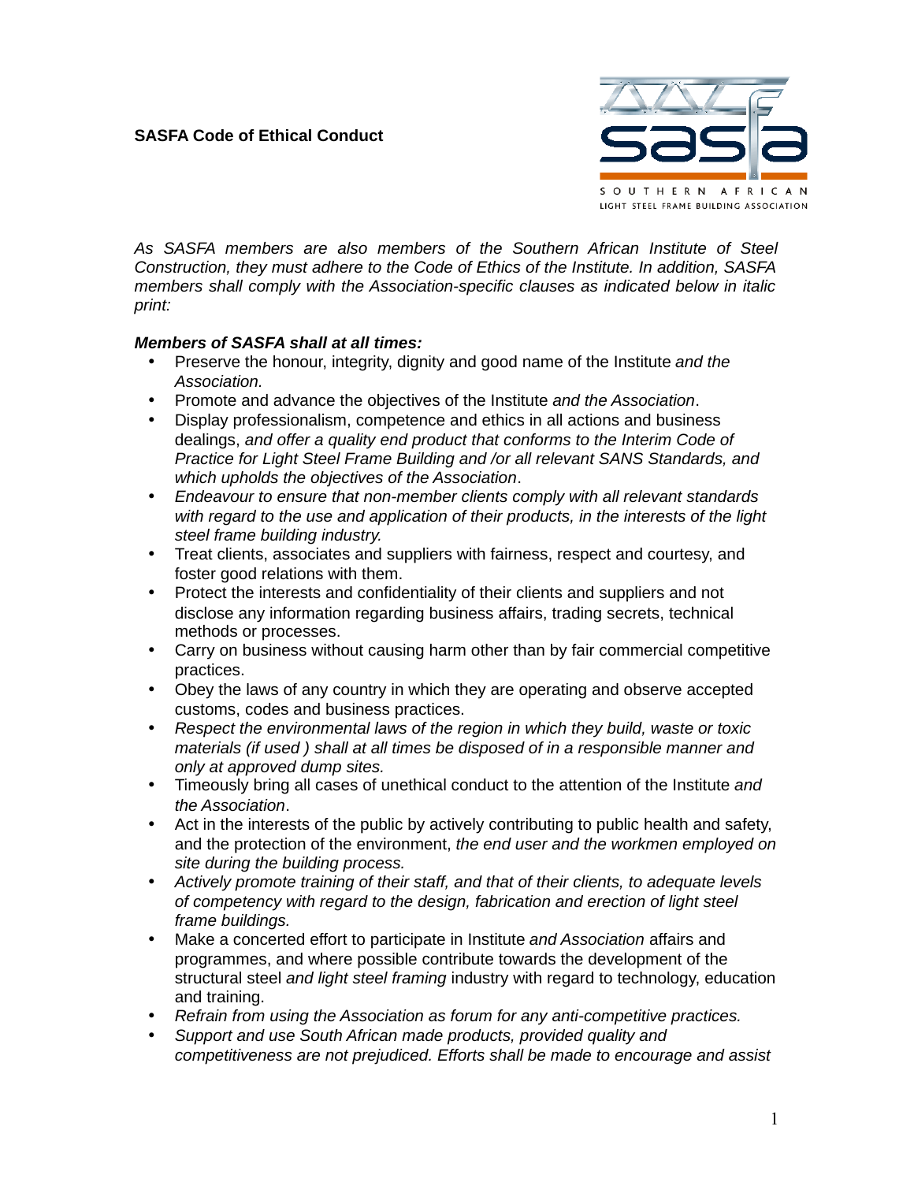**SASFA Code of Ethical Conduct**

SOUTHERN AFRICAN LIGHT STEEL FRAME BUILDING ASSOCIATION

*As SASFA members are also members of the Southern African Institute of Steel Construction, they must adhere to the Code of Ethics of the Institute. In addition, SASFA members shall comply with the Association-specific clauses as indicated below in italic print:*

***Members of SASFA shall at all times:***

- Preserve the honour, integrity, dignity and good name of the Institute *and the Association.*
- Promote and advance the objectives of the Institute *and the Association*.
- Display professionalism, competence and ethics in all actions and business dealings, *and offer a quality end product that conforms to the Interim Code of Practice for Light Steel Frame Building and /or all relevant SANS Standards, and which upholds the objectives of the Association*.
- *Endeavour to ensure that non-member clients comply with all relevant standards with regard to the use and application of their products, in the interests of the light steel frame building industry.*
- Treat clients, associates and suppliers with fairness, respect and courtesy, and foster good relations with them.
- Protect the interests and confidentiality of their clients and suppliers and not disclose any information regarding business affairs, trading secrets, technical methods or processes.
- Carry on business without causing harm other than by fair commercial competitive practices.
- Obey the laws of any country in which they are operating and observe accepted customs, codes and business practices.
- *Respect the environmental laws of the region in which they build, waste or toxic materials (if used ) shall at all times be disposed of in a responsible manner and only at approved dump sites.*
- Timeously bring all cases of unethical conduct to the attention of the Institute *and the Association*.
- Act in the interests of the public by actively contributing to public health and safety, and the protection of the environment, *the end user and the workmen employed on site during the building process.*
- *Actively promote training of their staff, and that of their clients, to adequate levels of competency with regard to the design, fabrication and erection of light steel frame buildings.*
- Make a concerted effort to participate in Institute *and Association* affairs and programmes, and where possible contribute towards the development of the structural steel *and light steel framing* industry with regard to technology, education and training.
- *Refrain from using the Association as forum for any anti-competitive practices.*
- *Support and use South African made products, provided quality and competitiveness are not prejudiced. Efforts shall be made to encourage and assist*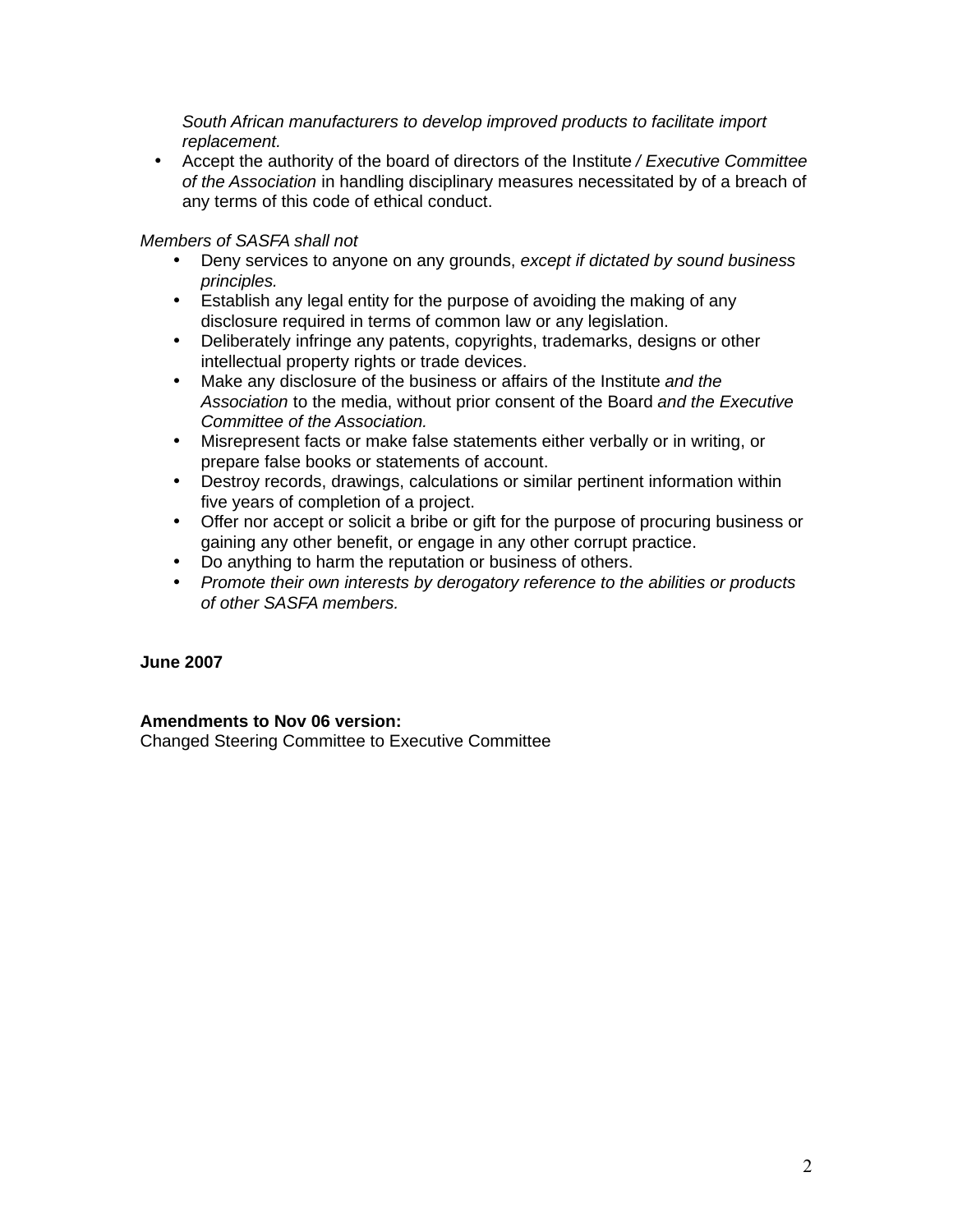*South African manufacturers to develop improved products to facilitate import replacement.*

- Accept the authority of the board of directors of the Institute */ Executive Committee of the Association* in handling disciplinary measures necessitated by of a breach of any terms of this code of ethical conduct.

*Members of SASFA shall not*

- Deny services to anyone on any grounds, *except if dictated by sound business principles.*
- Establish any legal entity for the purpose of avoiding the making of any disclosure required in terms of common law or any legislation.
- Deliberately infringe any patents, copyrights, trademarks, designs or other intellectual property rights or trade devices.
- Make any disclosure of the business or affairs of the Institute *and the Association* to the media, without prior consent of the Board *and the Executive Committee of the Association.*
- Misrepresent facts or make false statements either verbally or in writing, or prepare false books or statements of account.
- Destroy records, drawings, calculations or similar pertinent information within five years of completion of a project.
- Offer nor accept or solicit a bribe or gift for the purpose of procuring business or gaining any other benefit, or engage in any other corrupt practice.
- Do anything to harm the reputation or business of others.
- *Promote their own interests by derogatory reference to the abilities or products of other SASFA members.*

**June 2007**

**Amendments to Nov 06 version:**
Changed Steering Committee to Executive Committee